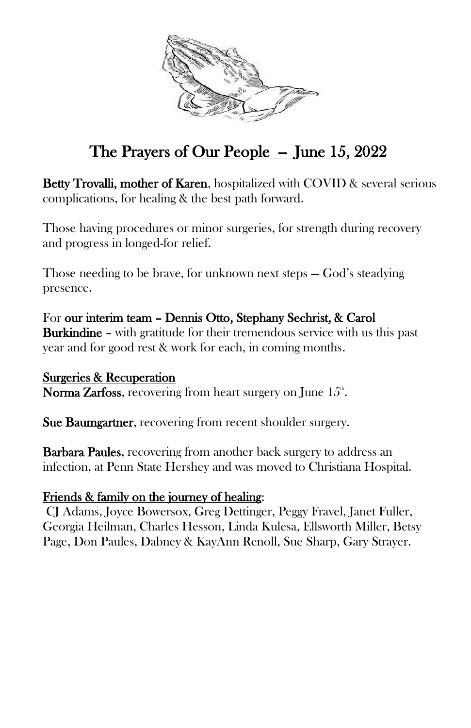# The Prayers of Our People – June 15, 2022

**Betty Trovalli, mother of Karen**, hospitalized with COVID & several serious complications, for healing & the best path forward.

Those having procedures or minor surgeries, for strength during recovery and progress in longed-for relief.

Those needing to be brave, for unknown next steps — God's steadying presence.

For **our interim team – Dennis Otto, Stephany Sechrist, & Carol Burkindine** – with gratitude for their tremendous service with us this past year and for good rest & work for each, in coming months.

## Surgeries & Recuperation

**Norma Zarfoss**, recovering from heart surgery on June 15th.

**Sue Baumgartner**, recovering from recent shoulder surgery.

**Barbara Paules**, recovering from another back surgery to address an infection, at Penn State Hershey and was moved to Christiana Hospital.

## Friends & family on the journey of healing:

CJ Adams, Joyce Bowersox, Greg Dettinger, Peggy Fravel, Janet Fuller, Georgia Heilman, Charles Hesson, Linda Kulesa, Ellsworth Miller, Betsy Page, Don Paules, Dabney & KayAnn Renoll, Sue Sharp, Gary Strayer.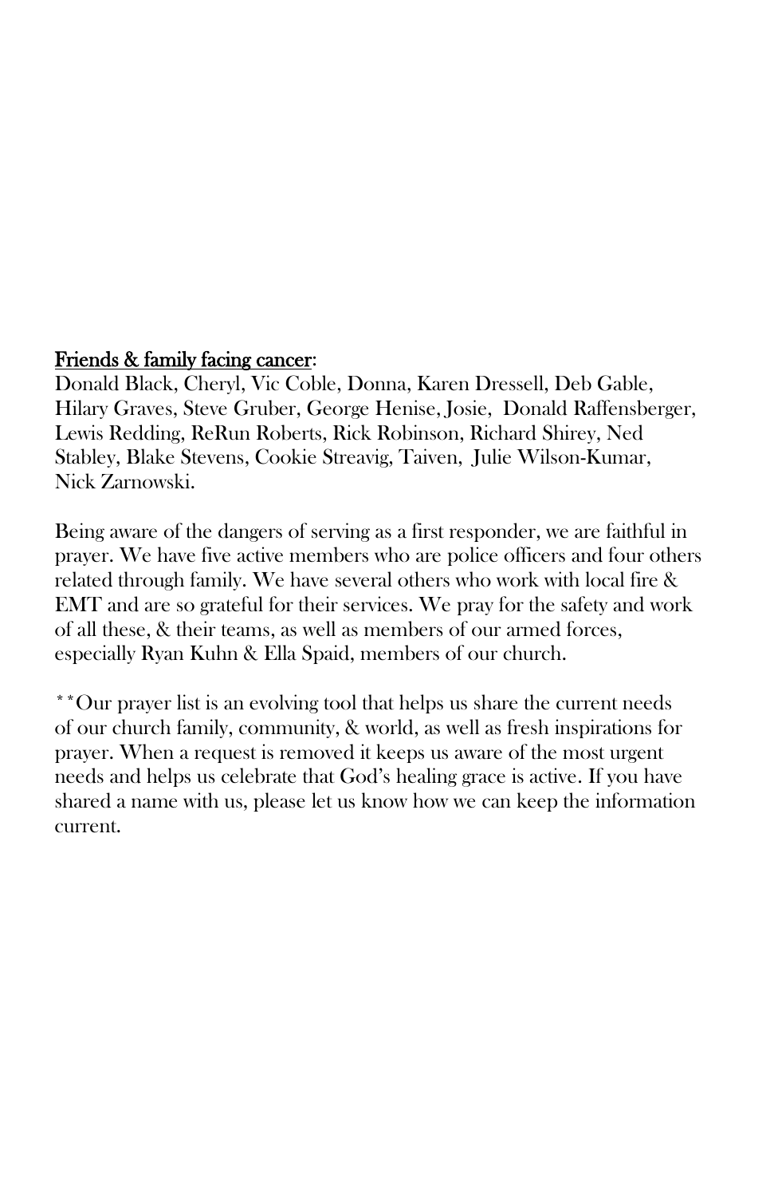<u>Friends & family facing cancer</u>:
Donald Black, Cheryl, Vic Coble, Donna, Karen Dressell, Deb Gable, Hilary Graves, Steve Gruber, George Henise, Josie, Donald Raffensberger, Lewis Redding, ReRun Roberts, Rick Robinson, Richard Shirey, Ned Stabley, Blake Stevens, Cookie Streavig, Taiven, Julie Wilson-Kumar, Nick Zarnowski.

Being aware of the dangers of serving as a first responder, we are faithful in prayer. We have five active members who are police officers and four others related through family. We have several others who work with local fire & EMT and are so grateful for their services. We pray for the safety and work of all these, & their teams, as well as members of our armed forces, especially Ryan Kuhn & Ella Spaid, members of our church.

**Our prayer list is an evolving tool that helps us share the current needs of our church family, community, & world, as well as fresh inspirations for prayer. When a request is removed it keeps us aware of the most urgent needs and helps us celebrate that God's healing grace is active. If you have shared a name with us, please let us know how we can keep the information current.